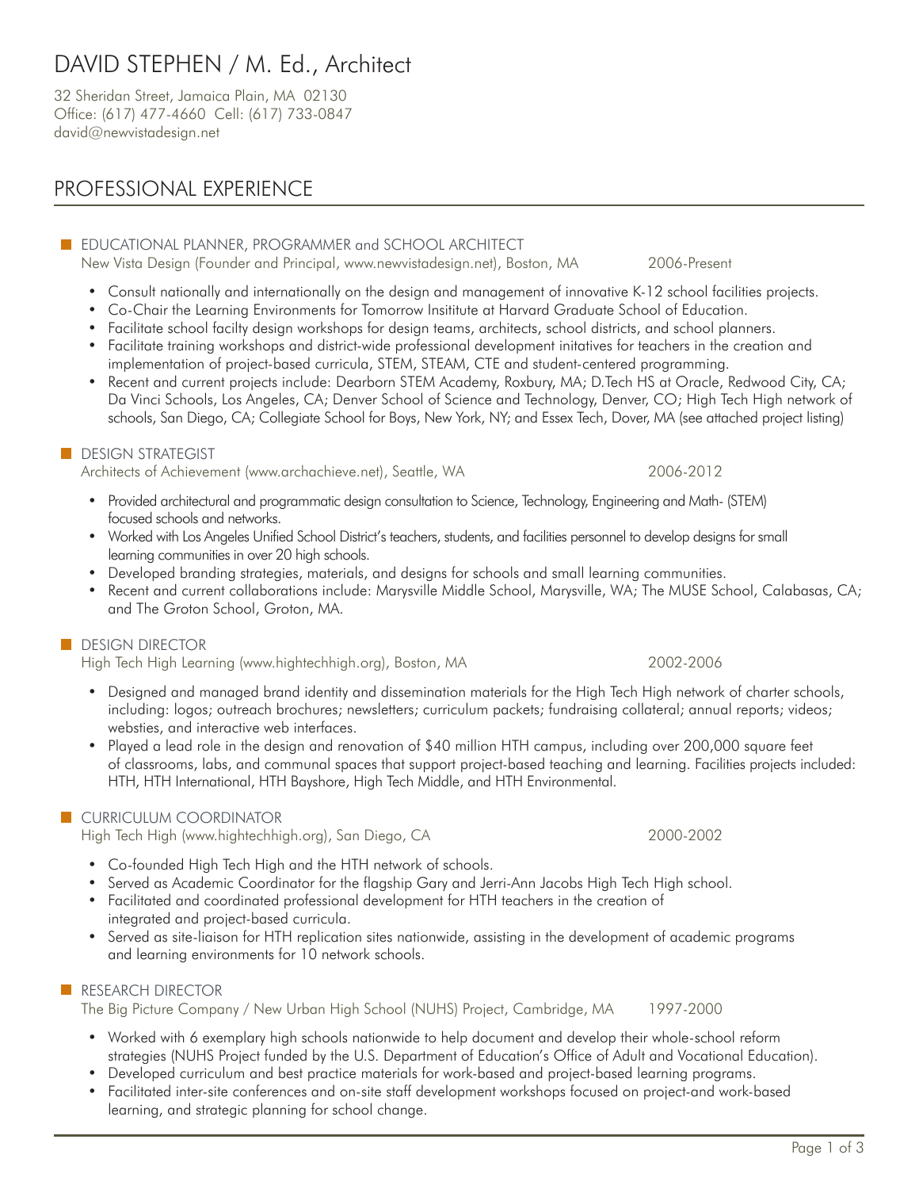# DAVID STEPHEN / M. Ed., Architect

32 Sheridan Street, Jamaica Plain, MA 02130
Office: (617) 477-4660 Cell: (617) 733-0847
david@newvistadesign.net

## PROFESSIONAL EXPERIENCE

### EDUCATIONAL PLANNER, PROGRAMMER and SCHOOL ARCHITECT

New Vista Design (Founder and Principal, www.newvistadesign.net), Boston, MA 2006-Present

- Consult nationally and internationally on the design and management of innovative K-12 school facilities projects.
- Co-Chair the Learning Environments for Tomorrow Insititute at Harvard Graduate School of Education.
- Facilitate school facilty design workshops for design teams, architects, school districts, and school planners.
- Facilitate training workshops and district-wide professional development initatives for teachers in the creation and implementation of project-based curricula, STEM, STEAM, CTE and student-centered programming.
- Recent and current projects include: Dearborn STEM Academy, Roxbury, MA; D.Tech HS at Oracle, Redwood City, CA; Da Vinci Schools, Los Angeles, CA; Denver School of Science and Technology, Denver, CO; High Tech High network of schools, San Diego, CA; Collegiate School for Boys, New York, NY; and Essex Tech, Dover, MA (see attached project listing)

### DESIGN STRATEGIST

Architects of Achievement (www.archachieve.net), Seattle, WA 2006-2012

- Provided architectural and programmatic design consultation to Science, Technology, Engineering and Math- (STEM) focused schools and networks.
- Worked with Los Angeles Unified School District's teachers, students, and facilities personnel to develop designs for small learning communities in over 20 high schools.
- Developed branding strategies, materials, and designs for schools and small learning communities.
- Recent and current collaborations include: Marysville Middle School, Marysville, WA; The MUSE School, Calabasas, CA; and The Groton School, Groton, MA.

### DESIGN DIRECTOR

High Tech High Learning (www.hightechhigh.org), Boston, MA 2002-2006

- Designed and managed brand identity and dissemination materials for the High Tech High network of charter schools, including: logos; outreach brochures; newsletters; curriculum packets; fundraising collateral; annual reports; videos; websties, and interactive web interfaces.
- Played a lead role in the design and renovation of $40 million HTH campus, including over 200,000 square feet of classrooms, labs, and communal spaces that support project-based teaching and learning. Facilities projects included: HTH, HTH International, HTH Bayshore, High Tech Middle, and HTH Environmental.

### CURRICULUM COORDINATOR

High Tech High (www.hightechhigh.org), San Diego, CA 2000-2002

- Co-founded High Tech High and the HTH network of schools.
- Served as Academic Coordinator for the flagship Gary and Jerri-Ann Jacobs High Tech High school.
- Facilitated and coordinated professional development for HTH teachers in the creation of integrated and project-based curricula.
- Served as site-liaison for HTH replication sites nationwide, assisting in the development of academic programs and learning environments for 10 network schools.

### RESEARCH DIRECTOR

The Big Picture Company / New Urban High School (NUHS) Project, Cambridge, MA 1997-2000

- Worked with 6 exemplary high schools nationwide to help document and develop their whole-school reform strategies (NUHS Project funded by the U.S. Department of Education's Office of Adult and Vocational Education).
- Developed curriculum and best practice materials for work-based and project-based learning programs.
- Facilitated inter-site conferences and on-site staff development workshops focused on project-and work-based learning, and strategic planning for school change.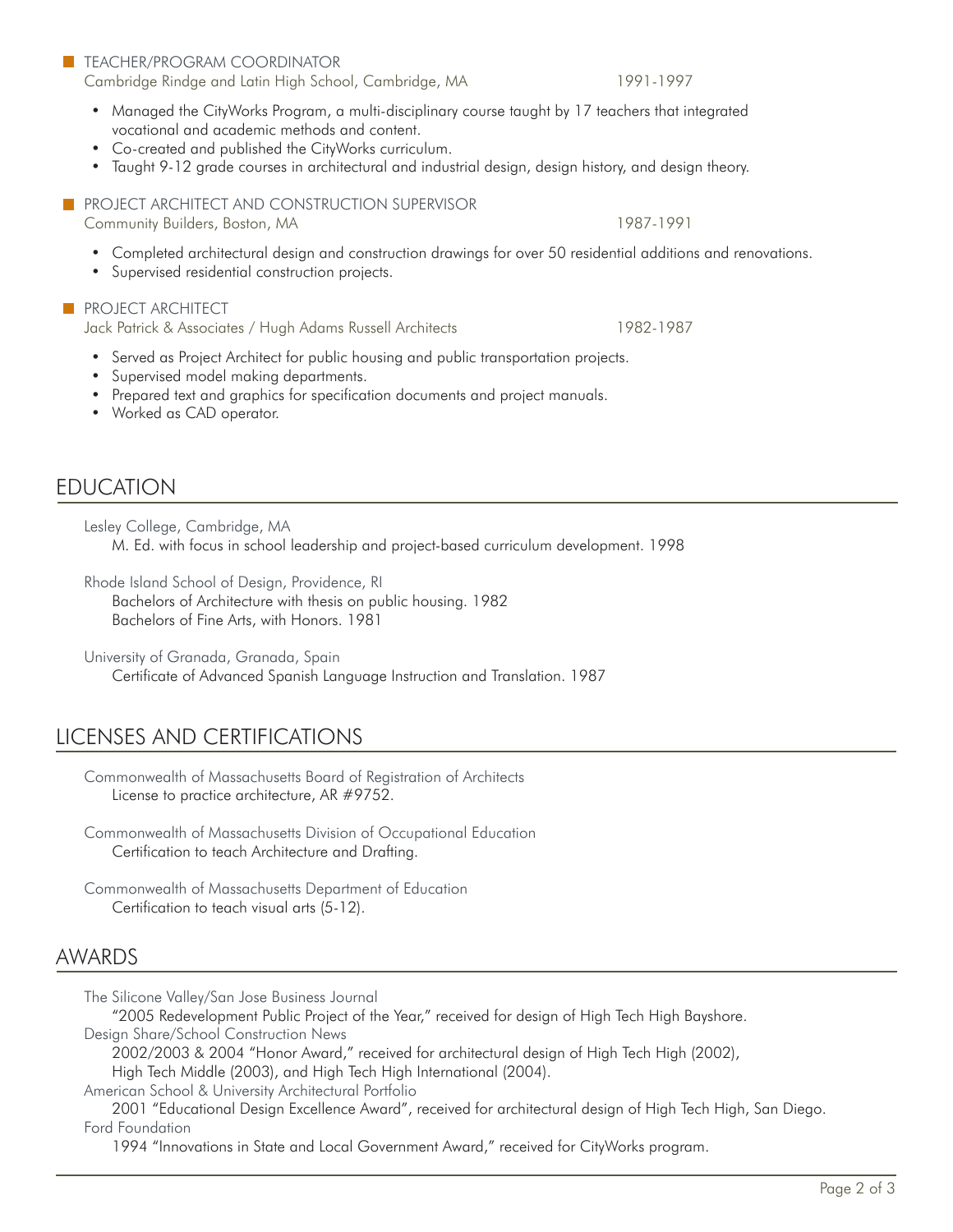### TEACHER/PROGRAM COORDINATOR

Cambridge Rindge and Latin High School, Cambridge, MA 1991-1997

- Managed the CityWorks Program, a multi-disciplinary course taught by 17 teachers that integrated vocational and academic methods and content.
- Co-created and published the CityWorks curriculum.
- Taught 9-12 grade courses in architectural and industrial design, design history, and design theory.

### PROJECT ARCHITECT AND CONSTRUCTION SUPERVISOR

Community Builders, Boston, MA 1987-1991

- Completed architectural design and construction drawings for over 50 residential additions and renovations.
- Supervised residential construction projects.

### PROJECT ARCHITECT

Jack Patrick & Associates / Hugh Adams Russell Architects 1982-1987

- Served as Project Architect for public housing and public transportation projects.
- Supervised model making departments.
- Prepared text and graphics for specification documents and project manuals.
- Worked as CAD operator.

## EDUCATION

Lesley College, Cambridge, MA
M. Ed. with focus in school leadership and project-based curriculum development. 1998

Rhode Island School of Design, Providence, RI
Bachelors of Architecture with thesis on public housing. 1982
Bachelors of Fine Arts, with Honors. 1981

University of Granada, Granada, Spain
Certificate of Advanced Spanish Language Instruction and Translation. 1987

## LICENSES AND CERTIFICATIONS

Commonwealth of Massachusetts Board of Registration of Architects
License to practice architecture, AR #9752.

Commonwealth of Massachusetts Division of Occupational Education
Certification to teach Architecture and Drafting.

Commonwealth of Massachusetts Department of Education
Certification to teach visual arts (5-12).

## AWARDS

The Silicone Valley/San Jose Business Journal
"2005 Redevelopment Public Project of the Year," received for design of High Tech High Bayshore.

Design Share/School Construction News
2002/2003 & 2004 "Honor Award," received for architectural design of High Tech High (2002), High Tech Middle (2003), and High Tech High International (2004).

American School & University Architectural Portfolio
2001 "Educational Design Excellence Award", received for architectural design of High Tech High, San Diego.

Ford Foundation
1994 "Innovations in State and Local Government Award," received for CityWorks program.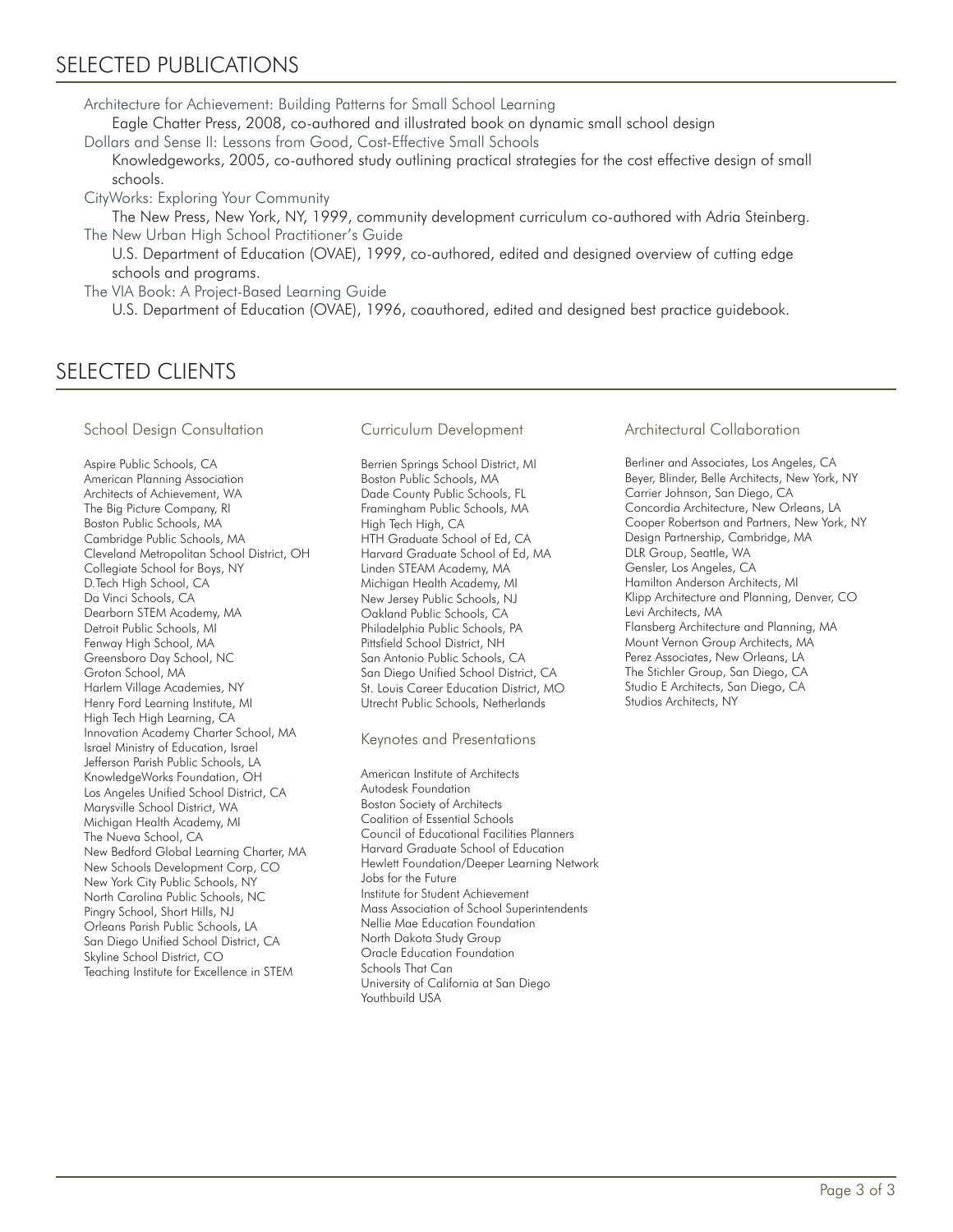## SELECTED PUBLICATIONS

Architecture for Achievement: Building Patterns for Small School Learning
Eagle Chatter Press, 2008, co-authored and illustrated book on dynamic small school design

Dollars and Sense II: Lessons from Good, Cost-Effective Small Schools
Knowledgeworks, 2005, co-authored study outlining practical strategies for the cost effective design of small schools.

CityWorks: Exploring Your Community
The New Press, New York, NY, 1999, community development curriculum co-authored with Adria Steinberg.

The New Urban High School Practitioner's Guide
U.S. Department of Education (OVAE), 1999, co-authored, edited and designed overview of cutting edge schools and programs.

The VIA Book: A Project-Based Learning Guide
U.S. Department of Education (OVAE), 1996, coauthored, edited and designed best practice guidebook.

## SELECTED CLIENTS

### School Design Consultation

Aspire Public Schools, CA
American Planning Association
Architects of Achievement, WA
The Big Picture Company, RI
Boston Public Schools, MA
Cambridge Public Schools, MA
Cleveland Metropolitan School District, OH
Collegiate School for Boys, NY
D.Tech High School, CA
Da Vinci Schools, CA
Dearborn STEM Academy, MA
Detroit Public Schools, MI
Fenway High School, MA
Greensboro Day School, NC
Groton School, MA
Harlem Village Academies, NY
Henry Ford Learning Institute, MI
High Tech High Learning, CA
Innovation Academy Charter School, MA
Israel Ministry of Education, Israel
Jefferson Parish Public Schools, LA
KnowledgeWorks Foundation, OH
Los Angeles Unified School District, CA
Marysville School District, WA
Michigan Health Academy, MI
The Nueva School, CA
New Bedford Global Learning Charter, MA
New Schools Development Corp, CO
New York City Public Schools, NY
North Carolina Public Schools, NC
Pingry School, Short Hills, NJ
Orleans Parish Public Schools, LA
San Diego Unified School District, CA
Skyline School District, CO
Teaching Institute for Excellence in STEM

### Curriculum Development

Berrien Springs School District, MI
Boston Public Schools, MA
Dade County Public Schools, FL
Framingham Public Schools, MA
High Tech High, CA
HTH Graduate School of Ed, CA
Harvard Graduate School of Ed, MA
Linden STEAM Academy, MA
Michigan Health Academy, MI
New Jersey Public Schools, NJ
Oakland Public Schools, CA
Philadelphia Public Schools, PA
Pittsfield School District, NH
San Antonio Public Schools, CA
San Diego Unified School District, CA
St. Louis Career Education District, MO
Utrecht Public Schools, Netherlands

### Keynotes and Presentations

American Institute of Architects
Autodesk Foundation
Boston Society of Architects
Coalition of Essential Schools
Council of Educational Facilities Planners
Harvard Graduate School of Education
Hewlett Foundation/Deeper Learning Network
Jobs for the Future
Institute for Student Achievement
Mass Association of School Superintendents
Nellie Mae Education Foundation
North Dakota Study Group
Oracle Education Foundation
Schools That Can
University of California at San Diego
Youthbuild USA

### Architectural Collaboration

Berliner and Associates, Los Angeles, CA
Beyer, Blinder, Belle Architects, New York, NY
Carrier Johnson, San Diego, CA
Concordia Architecture, New Orleans, LA
Cooper Robertson and Partners, New York, NY
Design Partnership, Cambridge, MA
DLR Group, Seattle, WA
Gensler, Los Angeles, CA
Hamilton Anderson Architects, MI
Klipp Architecture and Planning, Denver, CO
Levi Architects, MA
Flansberg Architecture and Planning, MA
Mount Vernon Group Architects, MA
Perez Associates, New Orleans, LA
The Stichler Group, San Diego, CA
Studio E Architects, San Diego, CA
Studios Architects, NY